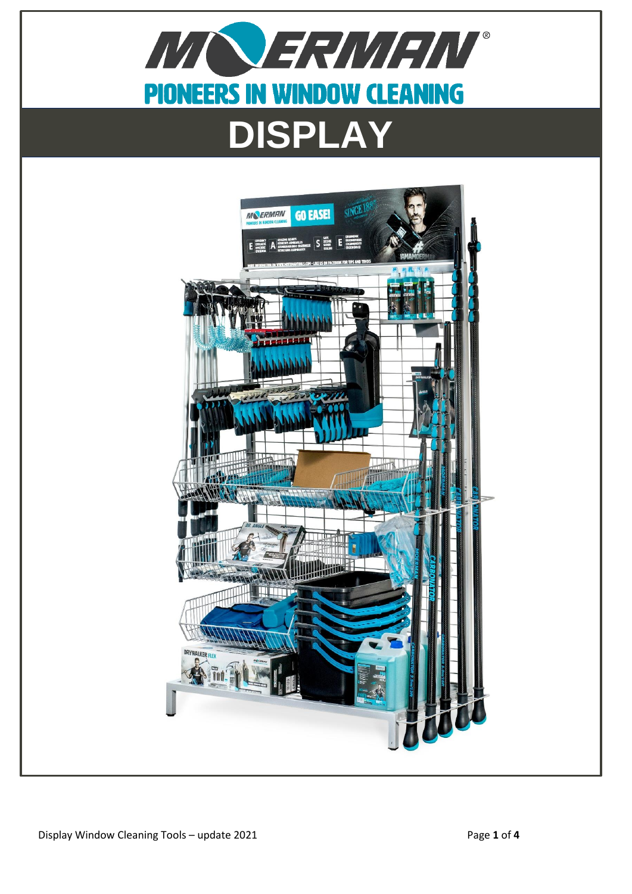# MOERMAN®

## PIONEERS IN WINDOW CLEANING

# DISPLAY

Display Window Cleaning Tools – update 2021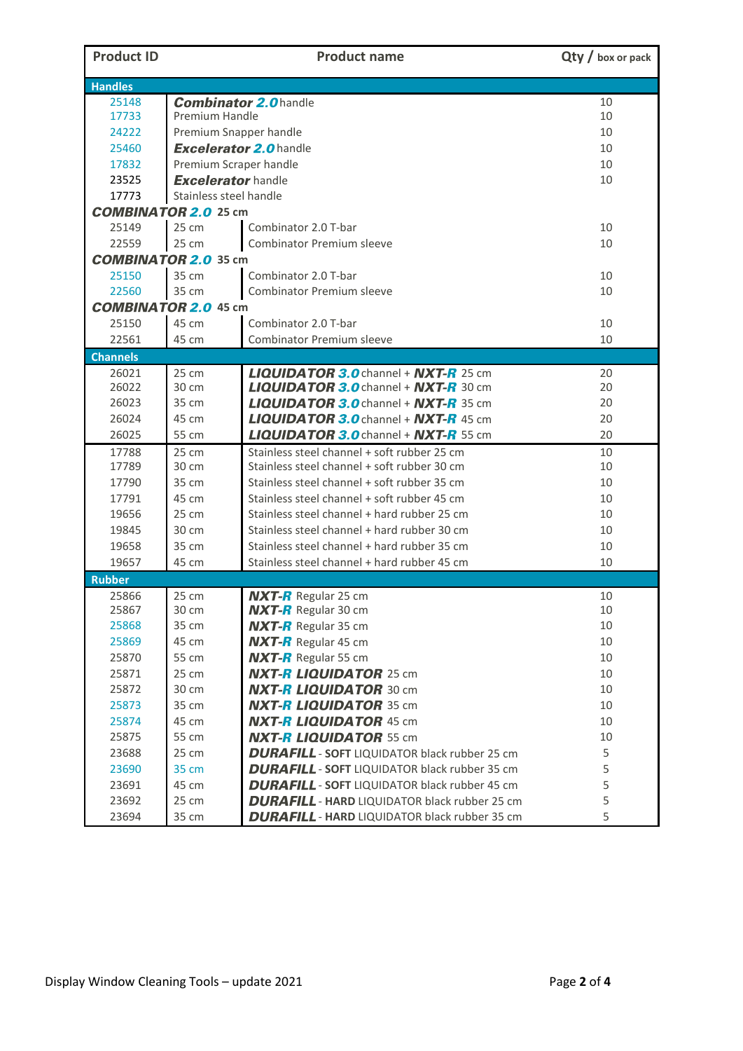| Product ID | | Product name | Qty / box or pack |
|---|---|---|---|
| **Handles** | | | |
| 25148 | ***Combinator 2.0*** handle | | 10 |
| 17733 | Premium Handle | | 10 |
| 24222 | Premium Snapper handle | | 10 |
| 25460 | ***Excelerator 2.0*** handle | | 10 |
| 17832 | Premium Scraper handle | | 10 |
| 23525 | ***Excelerator*** handle | | 10 |
| 17773 | Stainless steel handle | | |
| ***COMBINATOR 2.0*** **25 cm** | | | |
| 25149 | 25 cm | Combinator 2.0 T-bar | 10 |
| 22559 | 25 cm | Combinator Premium sleeve | 10 |
| ***COMBINATOR 2.0*** **35 cm** | | | |
| 25150 | 35 cm | Combinator 2.0 T-bar | 10 |
| 22560 | 35 cm | Combinator Premium sleeve | 10 |
| ***COMBINATOR 2.0*** **45 cm** | | | |
| 25150 | 45 cm | Combinator 2.0 T-bar | 10 |
| 22561 | 45 cm | Combinator Premium sleeve | 10 |
| **Channels** | | | |
| 26021 | 25 cm | ***LIQUIDATOR 3.0*** channel + ***NXT-R*** 25 cm | 20 |
| 26022 | 30 cm | ***LIQUIDATOR 3.0*** channel + ***NXT-R*** 30 cm | 20 |
| 26023 | 35 cm | ***LIQUIDATOR 3.0*** channel + ***NXT-R*** 35 cm | 20 |
| 26024 | 45 cm | ***LIQUIDATOR 3.0*** channel + ***NXT-R*** 45 cm | 20 |
| 26025 | 55 cm | ***LIQUIDATOR 3.0*** channel + ***NXT-R*** 55 cm | 20 |
| 17788 | 25 cm | Stainless steel channel + soft rubber 25 cm | 10 |
| 17789 | 30 cm | Stainless steel channel + soft rubber 30 cm | 10 |
| 17790 | 35 cm | Stainless steel channel + soft rubber 35 cm | 10 |
| 17791 | 45 cm | Stainless steel channel + soft rubber 45 cm | 10 |
| 19656 | 25 cm | Stainless steel channel + hard rubber 25 cm | 10 |
| 19845 | 30 cm | Stainless steel channel + hard rubber 30 cm | 10 |
| 19658 | 35 cm | Stainless steel channel + hard rubber 35 cm | 10 |
| 19657 | 45 cm | Stainless steel channel + hard rubber 45 cm | 10 |
| **Rubber** | | | |
| 25866 | 25 cm | ***NXT-R*** Regular 25 cm | 10 |
| 25867 | 30 cm | ***NXT-R*** Regular 30 cm | 10 |
| 25868 | 35 cm | ***NXT-R*** Regular 35 cm | 10 |
| 25869 | 45 cm | ***NXT-R*** Regular 45 cm | 10 |
| 25870 | 55 cm | ***NXT-R*** Regular 55 cm | 10 |
| 25871 | 25 cm | ***NXT-R LIQUIDATOR*** 25 cm | 10 |
| 25872 | 30 cm | ***NXT-R LIQUIDATOR*** 30 cm | 10 |
| 25873 | 35 cm | ***NXT-R LIQUIDATOR*** 35 cm | 10 |
| 25874 | 45 cm | ***NXT-R LIQUIDATOR*** 45 cm | 10 |
| 25875 | 55 cm | ***NXT-R LIQUIDATOR*** 55 cm | 10 |
| 23688 | 25 cm | ***DURAFILL*** - **SOFT** LIQUIDATOR black rubber 25 cm | 5 |
| 23690 | 35 cm | ***DURAFILL*** - **SOFT** LIQUIDATOR black rubber 35 cm | 5 |
| 23691 | 45 cm | ***DURAFILL*** - **SOFT** LIQUIDATOR black rubber 45 cm | 5 |
| 23692 | 25 cm | ***DURAFILL*** - **HARD** LIQUIDATOR black rubber 25 cm | 5 |
| 23694 | 35 cm | ***DURAFILL*** - **HARD** LIQUIDATOR black rubber 35 cm | 5 |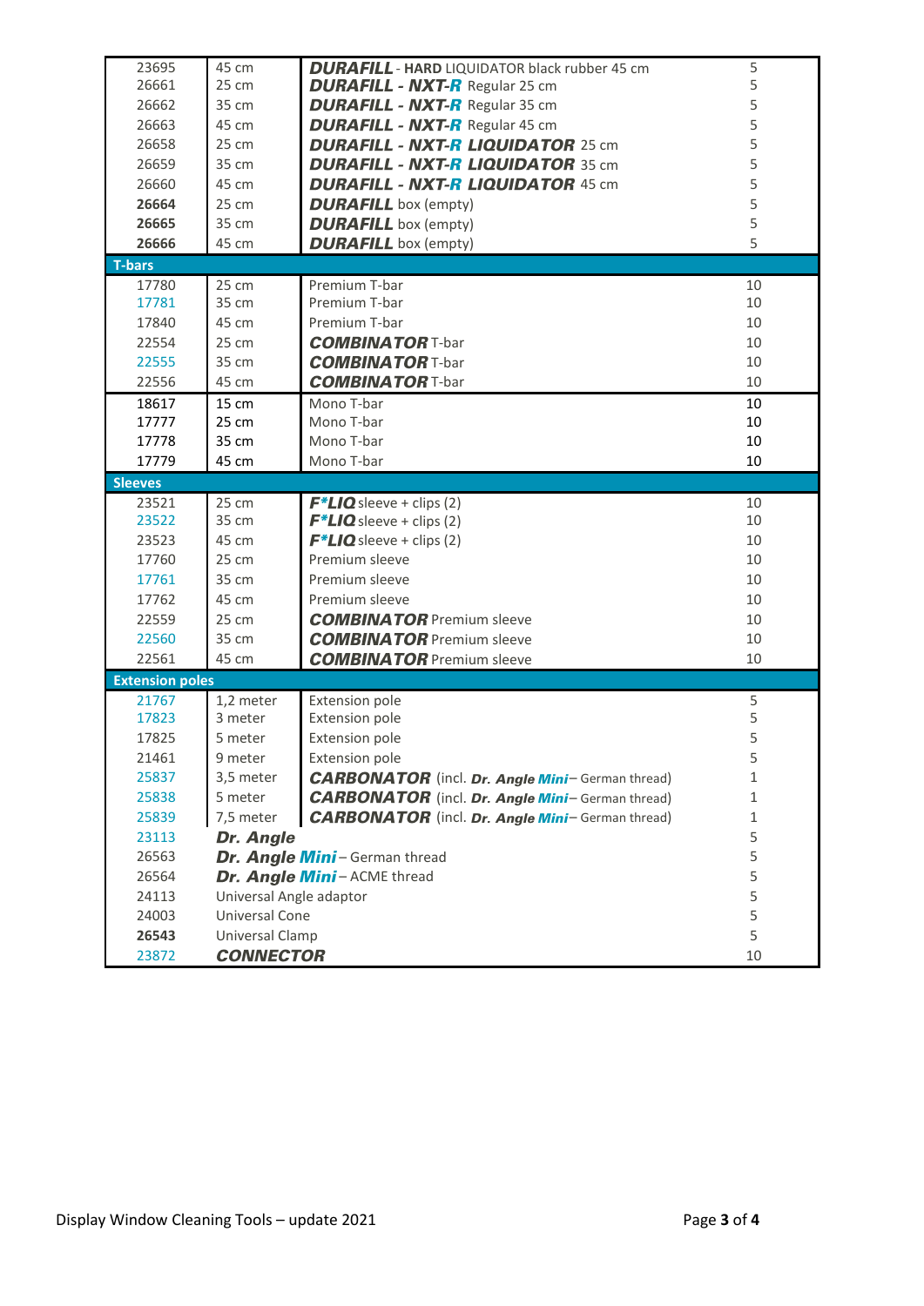| | | | |
|---|---|---|---|
| 23695 | 45 cm | ***DURAFILL*** - **HARD** LIQUIDATOR black rubber 45 cm | 5 |
| 26661 | 25 cm | ***DURAFILL - NXT-R*** Regular 25 cm | 5 |
| 26662 | 35 cm | ***DURAFILL - NXT-R*** Regular 35 cm | 5 |
| 26663 | 45 cm | ***DURAFILL - NXT-R*** Regular 45 cm | 5 |
| 26658 | 25 cm | ***DURAFILL - NXT-R LIQUIDATOR*** 25 cm | 5 |
| 26659 | 35 cm | ***DURAFILL - NXT-R LIQUIDATOR*** 35 cm | 5 |
| 26660 | 45 cm | ***DURAFILL - NXT-R LIQUIDATOR*** 45 cm | 5 |
| **26664** | 25 cm | ***DURAFILL*** box (empty) | 5 |
| **26665** | 35 cm | ***DURAFILL*** box (empty) | 5 |
| **26666** | 45 cm | ***DURAFILL*** box (empty) | 5 |
| **T-bars** | | | |
| 17780 | 25 cm | Premium T-bar | 10 |
| 17781 | 35 cm | Premium T-bar | 10 |
| 17840 | 45 cm | Premium T-bar | 10 |
| 22554 | 25 cm | ***COMBINATOR*** T-bar | 10 |
| 22555 | 35 cm | ***COMBINATOR*** T-bar | 10 |
| 22556 | 45 cm | ***COMBINATOR*** T-bar | 10 |
| 18617 | 15 cm | Mono T-bar | 10 |
| 17777 | 25 cm | Mono T-bar | 10 |
| 17778 | 35 cm | Mono T-bar | 10 |
| 17779 | 45 cm | Mono T-bar | 10 |
| **Sleeves** | | | |
| 23521 | 25 cm | ***F*LIQ*** sleeve + clips (2) | 10 |
| 23522 | 35 cm | ***F*LIQ*** sleeve + clips (2) | 10 |
| 23523 | 45 cm | ***F*LIQ*** sleeve + clips (2) | 10 |
| 17760 | 25 cm | Premium sleeve | 10 |
| 17761 | 35 cm | Premium sleeve | 10 |
| 17762 | 45 cm | Premium sleeve | 10 |
| 22559 | 25 cm | ***COMBINATOR*** Premium sleeve | 10 |
| 22560 | 35 cm | ***COMBINATOR*** Premium sleeve | 10 |
| 22561 | 45 cm | ***COMBINATOR*** Premium sleeve | 10 |
| **Extension poles** | | | |
| 21767 | 1,2 meter | Extension pole | 5 |
| 17823 | 3 meter | Extension pole | 5 |
| 17825 | 5 meter | Extension pole | 5 |
| 21461 | 9 meter | Extension pole | 5 |
| 25837 | 3,5 meter | ***CARBONATOR*** (incl. ***Dr. Angle Mini*** – German thread) | 1 |
| 25838 | 5 meter | ***CARBONATOR*** (incl. ***Dr. Angle Mini*** – German thread) | 1 |
| 25839 | 7,5 meter | ***CARBONATOR*** (incl. ***Dr. Angle Mini*** – German thread) | 1 |
| 23113 | ***Dr. Angle*** | | 5 |
| 26563 | ***Dr. Angle Mini*** – German thread | | 5 |
| 26564 | ***Dr. Angle Mini*** – ACME thread | | 5 |
| 24113 | Universal Angle adaptor | | 5 |
| 24003 | Universal Cone | | 5 |
| **26543** | Universal Clamp | | 5 |
| 23872 | ***CONNECTOR*** | | 10 |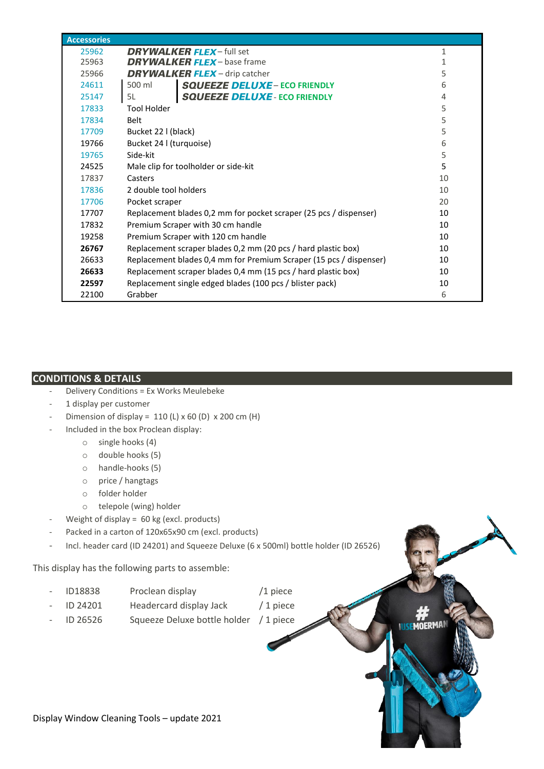| Accessories | | |
|---|---|---|
| 25962 | ***DRYWALKER FLEX*** – full set | 1 |
| 25963 | ***DRYWALKER FLEX*** – base frame | 1 |
| 25966 | ***DRYWALKER FLEX*** – drip catcher | 5 |
| 24611 | 500 ml ***SQUEEZE DELUXE*** – **ECO FRIENDLY** | 6 |
| 25147 | 5L ***SQUEEZE DELUXE*** - **ECO FRIENDLY** | 4 |
| 17833 | Tool Holder | 5 |
| 17834 | Belt | 5 |
| 17709 | Bucket 22 l (black) | 5 |
| 19766 | Bucket 24 l (turquoise) | 6 |
| 19765 | Side-kit | 5 |
| 24525 | Male clip for toolholder or side-kit | 5 |
| 17837 | Casters | 10 |
| 17836 | 2 double tool holders | 10 |
| 17706 | Pocket scraper | 20 |
| 17707 | Replacement blades 0,2 mm for pocket scraper (25 pcs / dispenser) | 10 |
| 17832 | Premium Scraper with 30 cm handle | 10 |
| 19258 | Premium Scraper with 120 cm handle | 10 |
| **26767** | Replacement scraper blades 0,2 mm (20 pcs / hard plastic box) | 10 |
| 26633 | Replacement blades 0,4 mm for Premium Scraper (15 pcs / dispenser) | 10 |
| **26633** | Replacement scraper blades 0,4 mm (15 pcs / hard plastic box) | 10 |
| **22597** | Replacement single edged blades (100 pcs / blister pack) | 10 |
| 22100 | Grabber | 6 |

## CONDITIONS & DETAILS

- Delivery Conditions = Ex Works Meulebeke
- 1 display per customer
- Dimension of display = 110 (L) x 60 (D) x 200 cm (H)
- Included in the box Proclean display:
  - single hooks (4)
  - double hooks (5)
  - handle-hooks (5)
  - price / hangtags
  - folder holder
  - telepole (wing) holder
- Weight of display = 60 kg (excl. products)
- Packed in a carton of 120x65x90 cm (excl. products)
- Incl. header card (ID 24201) and Squeeze Deluxe (6 x 500ml) bottle holder (ID 26526)

This display has the following parts to assemble:

- ID18838 Proclean display /1 piece
- ID 24201 Headercard display Jack / 1 piece
- ID 26526 Squeeze Deluxe bottle holder / 1 piece

Display Window Cleaning Tools – update 2021